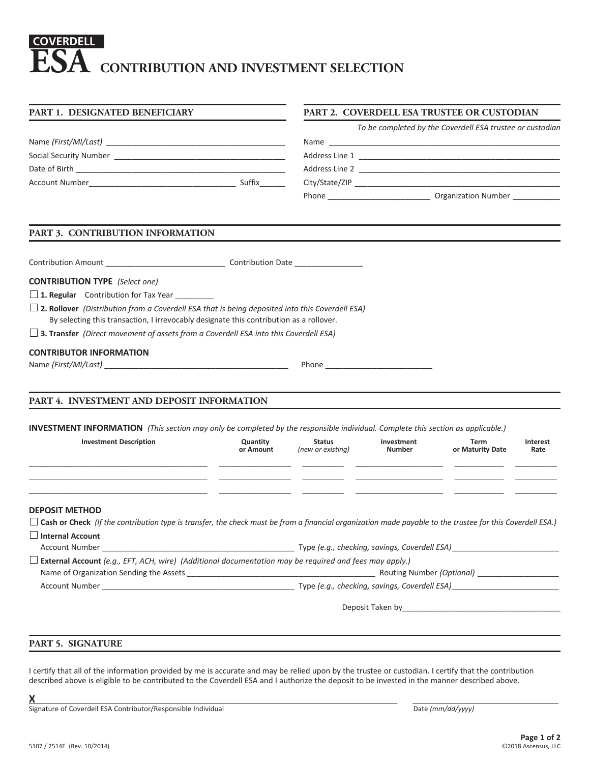# COVERDELL ESA CONTRIBUTION AND INVESTMENT SELECTION

## PART 1. DESIGNATED BENEFICIARY

Name *(First/MI/Last)* ___________________________________________

Social Security Number ___________________________________________

Date of Birth ___________________________________________

Account Number_________________________________ Suffix______

## PART 2. COVERDELL ESA TRUSTEE OR CUSTODIAN

*To be completed by the Coverdell ESA trustee or custodian*

Name ___________________________________________

Address Line 1 ___________________________________________

Address Line 2 ___________________________________________

City/State/ZIP ___________________________________________

Phone _______________________ Organization Number __________

## PART 3. CONTRIBUTION INFORMATION

Contribution Amount ___________________________ Contribution Date _______________

**CONTRIBUTION TYPE** *(Select one)*

☐ **1. Regular** Contribution for Tax Year _________

☐ **2. Rollover** *(Distribution from a Coverdell ESA that is being deposited into this Coverdell ESA)*
By selecting this transaction, I irrevocably designate this contribution as a rollover.

☐ **3. Transfer** *(Direct movement of assets from a Coverdell ESA into this Coverdell ESA)*

**CONTRIBUTOR INFORMATION**

Name *(First/MI/Last)* ___________________________________________ Phone ________________________

## PART 4. INVESTMENT AND DEPOSIT INFORMATION

**INVESTMENT INFORMATION** *(This section may only be completed by the responsible individual. Complete this section as applicable.)*

| Investment Description | Quantity or Amount | Status *(new or existing)* | Investment Number | Term or Maturity Date | Interest Rate |
|---|---|---|---|---|---|
| | | | | | |
| | | | | | |
| | | | | | |

**DEPOSIT METHOD**

☐ **Cash or Check** *(If the contribution type is transfer, the check must be from a financial organization made payable to the trustee for this Coverdell ESA.)*

☐ **Internal Account**
Account Number ___________________________________________ Type *(e.g., checking, savings, Coverdell ESA)*________________________

☐ **External Account** *(e.g., EFT, ACH, wire)* *(Additional documentation may be required and fees may apply.)*
Name of Organization Sending the Assets ___________________________________________ Routing Number *(Optional)* __________________
Account Number ___________________________________________ Type *(e.g., checking, savings, Coverdell ESA)*________________________

Deposit Taken by____________________________________

## PART 5. SIGNATURE

I certify that all of the information provided by me is accurate and may be relied upon by the trustee or custodian. I certify that the contribution described above is eligible to be contributed to the Coverdell ESA and I authorize the deposit to be invested in the manner described above.

**X**___________________________________________________________ ________________________________
Signature of Coverdell ESA Contributor/Responsible Individual Date *(mm/dd/yyyy)*

5107 / 2514E (Rev. 10/2014) ©2018 Ascensus, LLC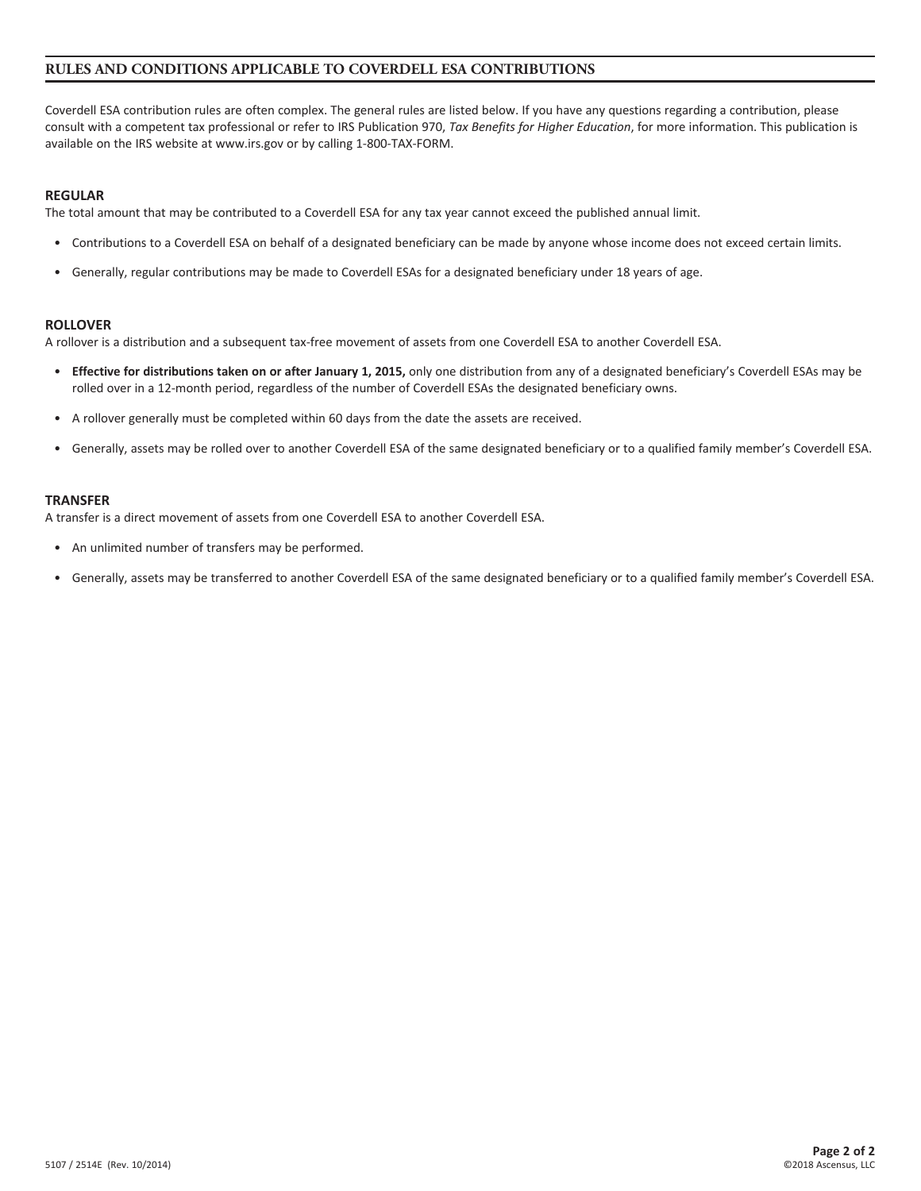## RULES AND CONDITIONS APPLICABLE TO COVERDELL ESA CONTRIBUTIONS

Coverdell ESA contribution rules are often complex. The general rules are listed below. If you have any questions regarding a contribution, please consult with a competent tax professional or refer to IRS Publication 970, *Tax Benefits for Higher Education*, for more information. This publication is available on the IRS website at www.irs.gov or by calling 1-800-TAX-FORM.

### REGULAR

The total amount that may be contributed to a Coverdell ESA for any tax year cannot exceed the published annual limit.

- Contributions to a Coverdell ESA on behalf of a designated beneficiary can be made by anyone whose income does not exceed certain limits.
- Generally, regular contributions may be made to Coverdell ESAs for a designated beneficiary under 18 years of age.

### ROLLOVER

A rollover is a distribution and a subsequent tax-free movement of assets from one Coverdell ESA to another Coverdell ESA.

- **Effective for distributions taken on or after January 1, 2015,** only one distribution from any of a designated beneficiary's Coverdell ESAs may be rolled over in a 12-month period, regardless of the number of Coverdell ESAs the designated beneficiary owns.
- A rollover generally must be completed within 60 days from the date the assets are received.
- Generally, assets may be rolled over to another Coverdell ESA of the same designated beneficiary or to a qualified family member's Coverdell ESA.

### TRANSFER

A transfer is a direct movement of assets from one Coverdell ESA to another Coverdell ESA.

- An unlimited number of transfers may be performed.
- Generally, assets may be transferred to another Coverdell ESA of the same designated beneficiary or to a qualified family member's Coverdell ESA.

5107 / 2514E (Rev. 10/2014)

©2018 Ascensus, LLC